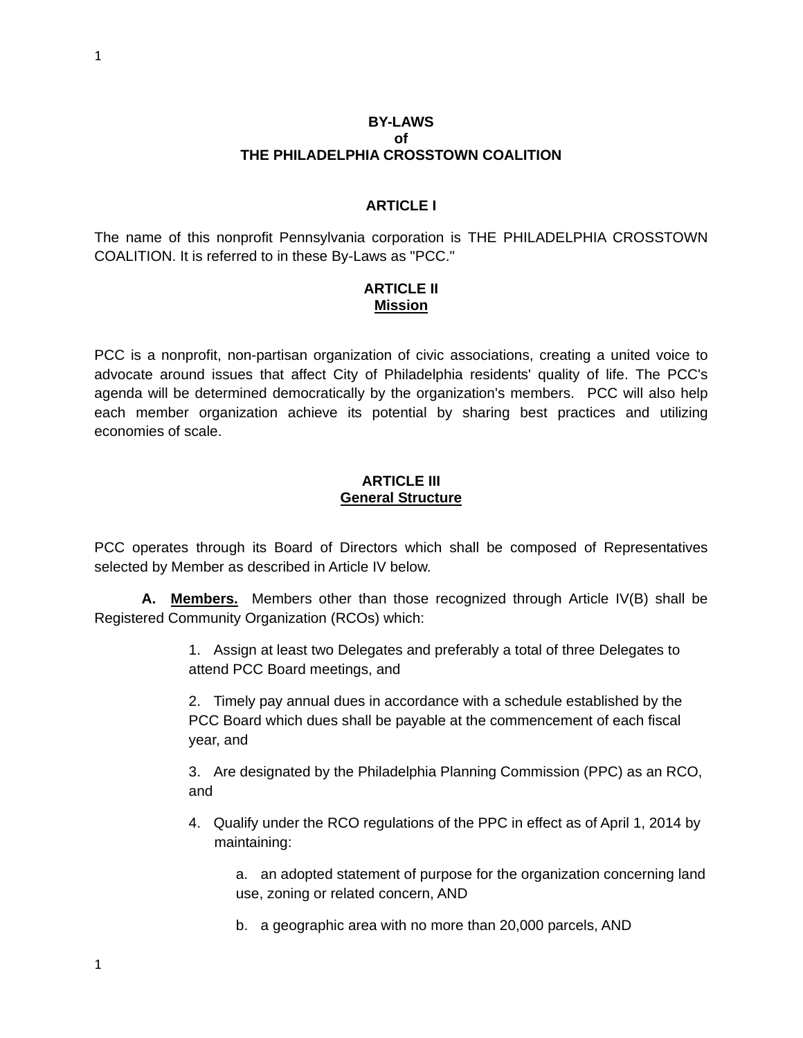# BY-LAWS
# of
# THE PHILADELPHIA CROSSTOWN COALITION

## ARTICLE I

The name of this nonprofit Pennsylvania corporation is THE PHILADELPHIA CROSSTOWN COALITION. It is referred to in these By-Laws as "PCC."

## ARTICLE II
## Mission

PCC is a nonprofit, non-partisan organization of civic associations, creating a united voice to advocate around issues that affect City of Philadelphia residents' quality of life. The PCC's agenda will be determined democratically by the organization's members. PCC will also help each member organization achieve its potential by sharing best practices and utilizing economies of scale.

## ARTICLE III
## General Structure

PCC operates through its Board of Directors which shall be composed of Representatives selected by Member as described in Article IV below.

**A. Members.** Members other than those recognized through Article IV(B) shall be Registered Community Organization (RCOs) which:

1. Assign at least two Delegates and preferably a total of three Delegates to attend PCC Board meetings, and

2. Timely pay annual dues in accordance with a schedule established by the PCC Board which dues shall be payable at the commencement of each fiscal year, and

3. Are designated by the Philadelphia Planning Commission (PPC) as an RCO, and

4. Qualify under the RCO regulations of the PPC in effect as of April 1, 2014 by maintaining:

   a. an adopted statement of purpose for the organization concerning land use, zoning or related concern, AND

   b. a geographic area with no more than 20,000 parcels, AND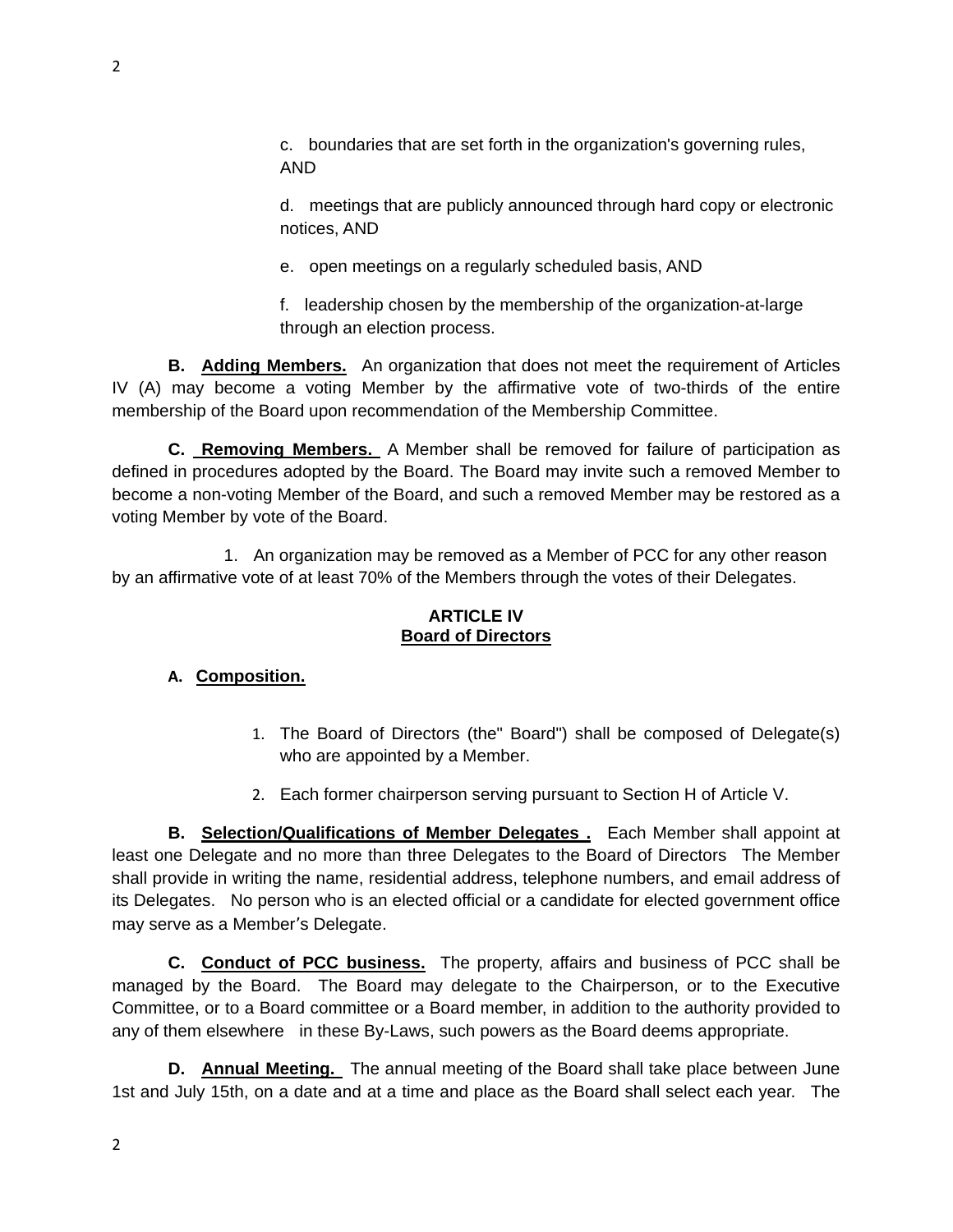c. boundaries that are set forth in the organization's governing rules, AND

d. meetings that are publicly announced through hard copy or electronic notices, AND

e. open meetings on a regularly scheduled basis, AND

f. leadership chosen by the membership of the organization-at-large through an election process.

**B. Adding Members.** An organization that does not meet the requirement of Articles IV (A) may become a voting Member by the affirmative vote of two-thirds of the entire membership of the Board upon recommendation of the Membership Committee.

**C. Removing Members.** A Member shall be removed for failure of participation as defined in procedures adopted by the Board. The Board may invite such a removed Member to become a non-voting Member of the Board, and such a removed Member may be restored as a voting Member by vote of the Board.

1. An organization may be removed as a Member of PCC for any other reason by an affirmative vote of at least 70% of the Members through the votes of their Delegates.

## ARTICLE IV
## Board of Directors

**A. Composition.**

1. The Board of Directors (the" Board") shall be composed of Delegate(s) who are appointed by a Member.
2. Each former chairperson serving pursuant to Section H of Article V.

**B. Selection/Qualifications of Member Delegates .** Each Member shall appoint at least one Delegate and no more than three Delegates to the Board of Directors The Member shall provide in writing the name, residential address, telephone numbers, and email address of its Delegates. No person who is an elected official or a candidate for elected government office may serve as a Member′s Delegate.

**C. Conduct of PCC business.** The property, affairs and business of PCC shall be managed by the Board. The Board may delegate to the Chairperson, or to the Executive Committee, or to a Board committee or a Board member, in addition to the authority provided to any of them elsewhere in these By-Laws, such powers as the Board deems appropriate.

**D. Annual Meeting.** The annual meeting of the Board shall take place between June 1st and July 15th, on a date and at a time and place as the Board shall select each year. The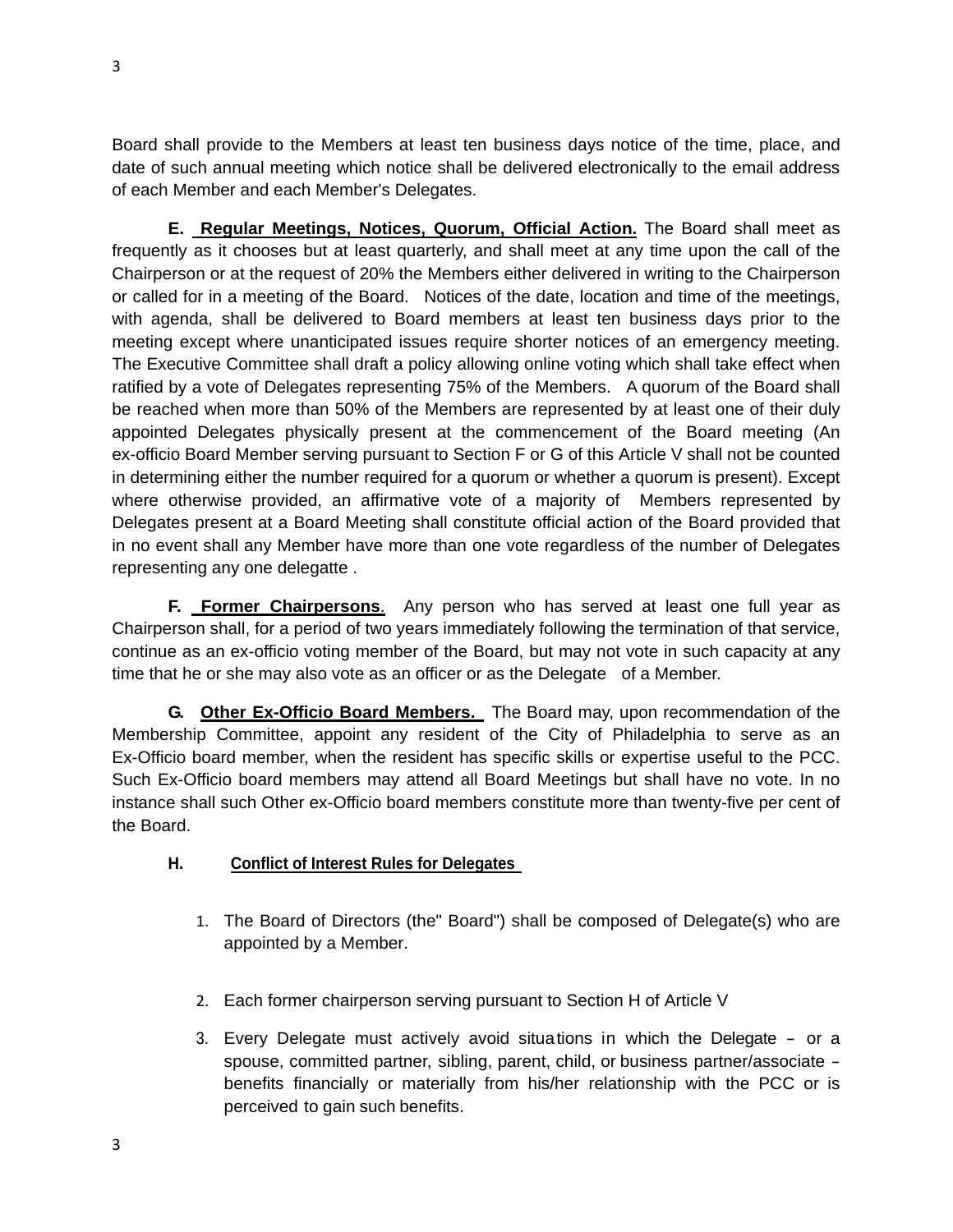Board shall provide to the Members at least ten business days notice of the time, place, and date of such annual meeting which notice shall be delivered electronically to the email address of each Member and each Member's Delegates.

**E. Regular Meetings, Notices, Quorum, Official Action.** The Board shall meet as frequently as it chooses but at least quarterly, and shall meet at any time upon the call of the Chairperson or at the request of 20% the Members either delivered in writing to the Chairperson or called for in a meeting of the Board. Notices of the date, location and time of the meetings, with agenda, shall be delivered to Board members at least ten business days prior to the meeting except where unanticipated issues require shorter notices of an emergency meeting. The Executive Committee shall draft a policy allowing online voting which shall take effect when ratified by a vote of Delegates representing 75% of the Members. A quorum of the Board shall be reached when more than 50% of the Members are represented by at least one of their duly appointed Delegates physically present at the commencement of the Board meeting (An ex-officio Board Member serving pursuant to Section F or G of this Article V shall not be counted in determining either the number required for a quorum or whether a quorum is present). Except where otherwise provided, an affirmative vote of a majority of Members represented by Delegates present at a Board Meeting shall constitute official action of the Board provided that in no event shall any Member have more than one vote regardless of the number of Delegates representing any one delegatte .

**F. Former Chairpersons**. Any person who has served at least one full year as Chairperson shall, for a period of two years immediately following the termination of that service, continue as an ex-officio voting member of the Board, but may not vote in such capacity at any time that he or she may also vote as an officer or as the Delegate of a Member.

**G. Other Ex-Officio Board Members.** The Board may, upon recommendation of the Membership Committee, appoint any resident of the City of Philadelphia to serve as an Ex-Officio board member, when the resident has specific skills or expertise useful to the PCC. Such Ex-Officio board members may attend all Board Meetings but shall have no vote. In no instance shall such Other ex-Officio board members constitute more than twenty-five per cent of the Board.

**H. Conflict of Interest Rules for Delegates**

1. The Board of Directors (the" Board") shall be composed of Delegate(s) who are appointed by a Member.

2. Each former chairperson serving pursuant to Section H of Article V

3. Every Delegate must actively avoid situations in which the Delegate – or a spouse, committed partner, sibling, parent, child, or business partner/associate – benefits financially or materially from his/her relationship with the PCC or is perceived to gain such benefits.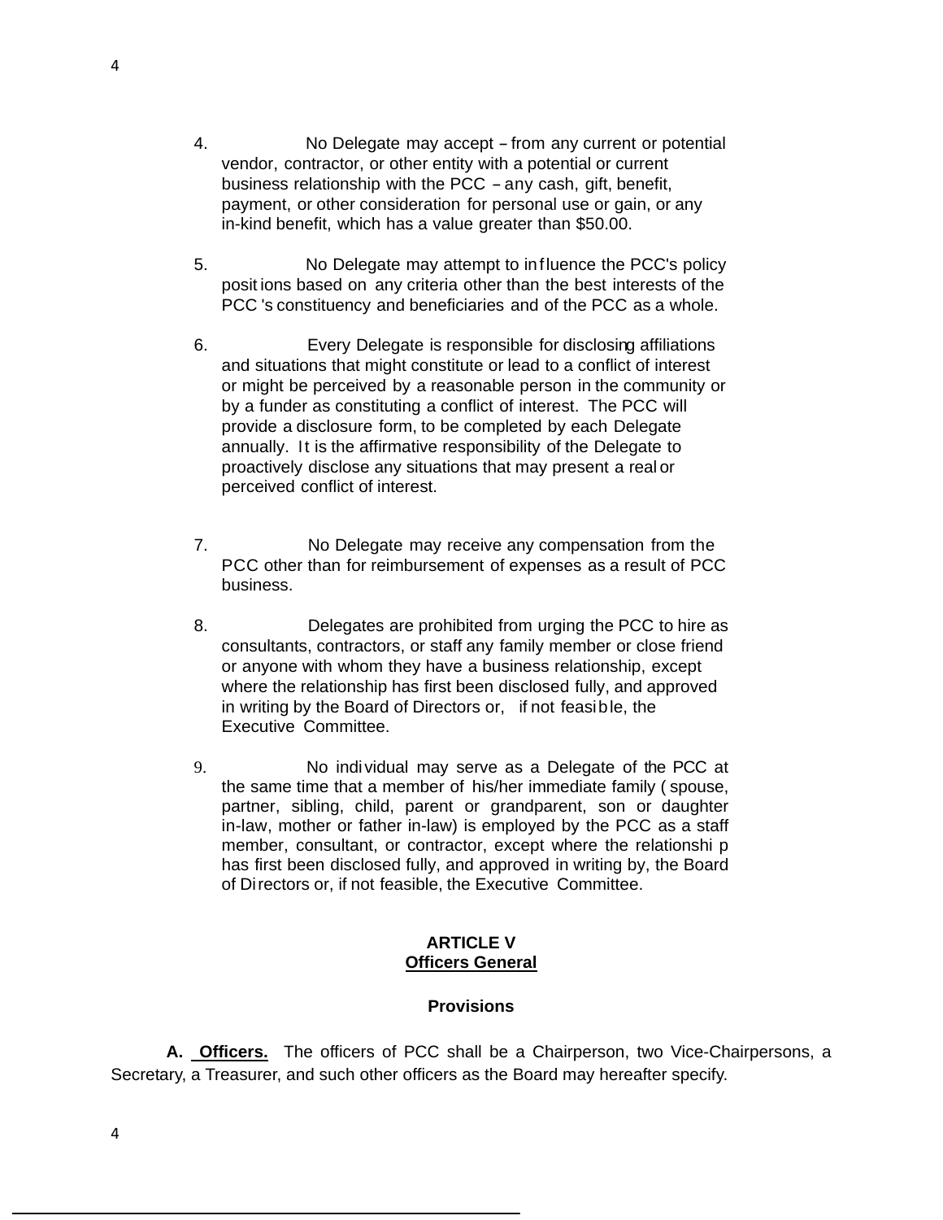4. No Delegate may accept – from any current or potential vendor, contractor, or other entity with a potential or current business relationship with the PCC – any cash, gift, benefit, payment, or other consideration for personal use or gain, or any in-kind benefit, which has a value greater than $50.00.

5. No Delegate may attempt to influence the PCC's policy positions based on any criteria other than the best interests of the PCC's constituency and beneficiaries and of the PCC as a whole.

6. Every Delegate is responsible for disclosing affiliations and situations that might constitute or lead to a conflict of interest or might be perceived by a reasonable person in the community or by a funder as constituting a conflict of interest. The PCC will provide a disclosure form, to be completed by each Delegate annually. It is the affirmative responsibility of the Delegate to proactively disclose any situations that may present a real or perceived conflict of interest.

7. No Delegate may receive any compensation from the PCC other than for reimbursement of expenses as a result of PCC business.

8. Delegates are prohibited from urging the PCC to hire as consultants, contractors, or staff any family member or close friend or anyone with whom they have a business relationship, except where the relationship has first been disclosed fully, and approved in writing by the Board of Directors or, if not feasible, the Executive Committee.

9. No individual may serve as a Delegate of the PCC at the same time that a member of his/her immediate family (spouse, partner, sibling, child, parent or grandparent, son or daughter in-law, mother or father in-law) is employed by the PCC as a staff member, consultant, or contractor, except where the relationship has first been disclosed fully, and approved in writing by, the Board of Directors or, if not feasible, the Executive Committee.

## ARTICLE V
## Officers General

### Provisions

**A. Officers.** The officers of PCC shall be a Chairperson, two Vice-Chairpersons, a Secretary, a Treasurer, and such other officers as the Board may hereafter specify.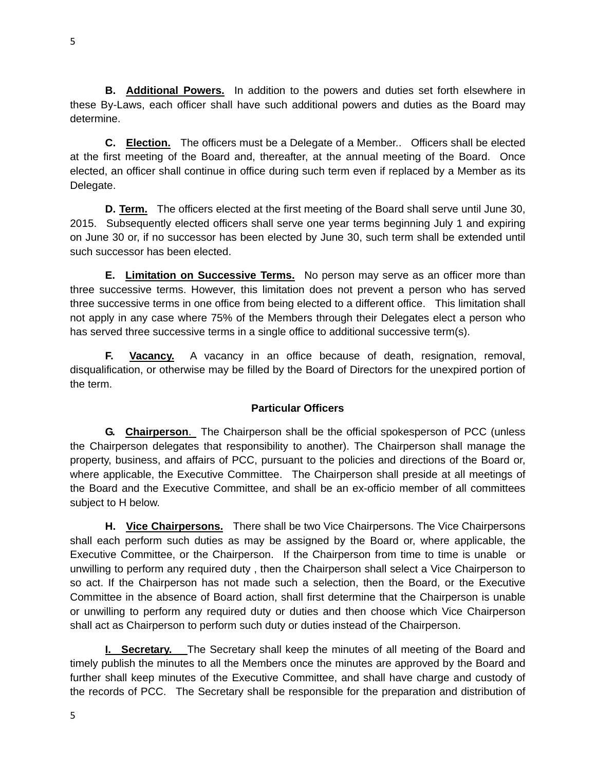**B. Additional Powers.** In addition to the powers and duties set forth elsewhere in these By-Laws, each officer shall have such additional powers and duties as the Board may determine.

**C. Election.** The officers must be a Delegate of a Member.. Officers shall be elected at the first meeting of the Board and, thereafter, at the annual meeting of the Board. Once elected, an officer shall continue in office during such term even if replaced by a Member as its Delegate.

**D. Term.** The officers elected at the first meeting of the Board shall serve until June 30, 2015. Subsequently elected officers shall serve one year terms beginning July 1 and expiring on June 30 or, if no successor has been elected by June 30, such term shall be extended until such successor has been elected.

**E. Limitation on Successive Terms.** No person may serve as an officer more than three successive terms. However, this limitation does not prevent a person who has served three successive terms in one office from being elected to a different office. This limitation shall not apply in any case where 75% of the Members through their Delegates elect a person who has served three successive terms in a single office to additional successive term(s).

**F. Vacancy.** A vacancy in an office because of death, resignation, removal, disqualification, or otherwise may be filled by the Board of Directors for the unexpired portion of the term.

**Particular Officers**

**G. Chairperson.** The Chairperson shall be the official spokesperson of PCC (unless the Chairperson delegates that responsibility to another). The Chairperson shall manage the property, business, and affairs of PCC, pursuant to the policies and directions of the Board or, where applicable, the Executive Committee. The Chairperson shall preside at all meetings of the Board and the Executive Committee, and shall be an ex-officio member of all committees subject to H below.

**H. Vice Chairpersons.** There shall be two Vice Chairpersons. The Vice Chairpersons shall each perform such duties as may be assigned by the Board or, where applicable, the Executive Committee, or the Chairperson. If the Chairperson from time to time is unable or unwilling to perform any required duty , then the Chairperson shall select a Vice Chairperson to so act. If the Chairperson has not made such a selection, then the Board, or the Executive Committee in the absence of Board action, shall first determine that the Chairperson is unable or unwilling to perform any required duty or duties and then choose which Vice Chairperson shall act as Chairperson to perform such duty or duties instead of the Chairperson.

**I. Secretary.** The Secretary shall keep the minutes of all meeting of the Board and timely publish the minutes to all the Members once the minutes are approved by the Board and further shall keep minutes of the Executive Committee, and shall have charge and custody of the records of PCC. The Secretary shall be responsible for the preparation and distribution of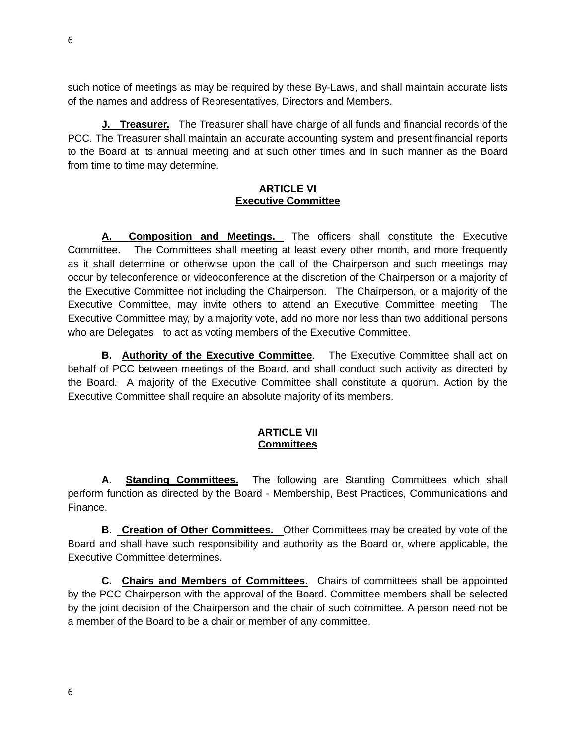such notice of meetings as may be required by these By-Laws, and shall maintain accurate lists of the names and address of Representatives, Directors and Members.

**J. Treasurer.** The Treasurer shall have charge of all funds and financial records of the PCC. The Treasurer shall maintain an accurate accounting system and present financial reports to the Board at its annual meeting and at such other times and in such manner as the Board from time to time may determine.

## ARTICLE VI
## Executive Committee

**A. Composition and Meetings.** The officers shall constitute the Executive Committee. The Committees shall meeting at least every other month, and more frequently as it shall determine or otherwise upon the call of the Chairperson and such meetings may occur by teleconference or videoconference at the discretion of the Chairperson or a majority of the Executive Committee not including the Chairperson. The Chairperson, or a majority of the Executive Committee, may invite others to attend an Executive Committee meeting The Executive Committee may, by a majority vote, add no more nor less than two additional persons who are Delegates to act as voting members of the Executive Committee.

**B. Authority of the Executive Committee**. The Executive Committee shall act on behalf of PCC between meetings of the Board, and shall conduct such activity as directed by the Board. A majority of the Executive Committee shall constitute a quorum. Action by the Executive Committee shall require an absolute majority of its members.

## ARTICLE VII
## Committees

**A. Standing Committees.** The following are Standing Committees which shall perform function as directed by the Board - Membership, Best Practices, Communications and Finance.

**B. Creation of Other Committees.** Other Committees may be created by vote of the Board and shall have such responsibility and authority as the Board or, where applicable, the Executive Committee determines.

**C. Chairs and Members of Committees.** Chairs of committees shall be appointed by the PCC Chairperson with the approval of the Board. Committee members shall be selected by the joint decision of the Chairperson and the chair of such committee. A person need not be a member of the Board to be a chair or member of any committee.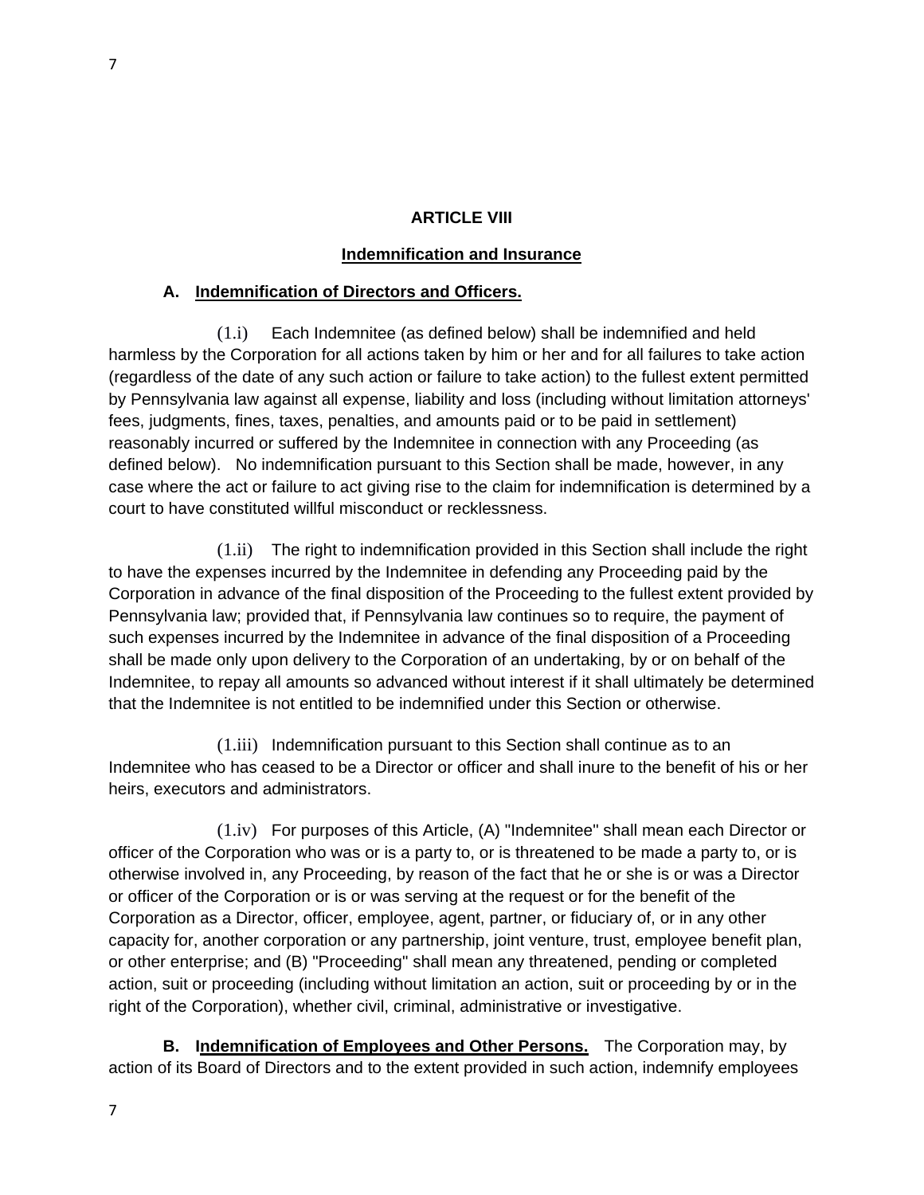## ARTICLE VIII

## Indemnification and Insurance

**A. Indemnification of Directors and Officers.**

(1.i) Each Indemnitee (as defined below) shall be indemnified and held harmless by the Corporation for all actions taken by him or her and for all failures to take action (regardless of the date of any such action or failure to take action) to the fullest extent permitted by Pennsylvania law against all expense, liability and loss (including without limitation attorneys' fees, judgments, fines, taxes, penalties, and amounts paid or to be paid in settlement) reasonably incurred or suffered by the Indemnitee in connection with any Proceeding (as defined below). No indemnification pursuant to this Section shall be made, however, in any case where the act or failure to act giving rise to the claim for indemnification is determined by a court to have constituted willful misconduct or recklessness.

(1.ii) The right to indemnification provided in this Section shall include the right to have the expenses incurred by the Indemnitee in defending any Proceeding paid by the Corporation in advance of the final disposition of the Proceeding to the fullest extent provided by Pennsylvania law; provided that, if Pennsylvania law continues so to require, the payment of such expenses incurred by the Indemnitee in advance of the final disposition of a Proceeding shall be made only upon delivery to the Corporation of an undertaking, by or on behalf of the Indemnitee, to repay all amounts so advanced without interest if it shall ultimately be determined that the Indemnitee is not entitled to be indemnified under this Section or otherwise.

(1.iii) Indemnification pursuant to this Section shall continue as to an Indemnitee who has ceased to be a Director or officer and shall inure to the benefit of his or her heirs, executors and administrators.

(1.iv) For purposes of this Article, (A) "Indemnitee" shall mean each Director or officer of the Corporation who was or is a party to, or is threatened to be made a party to, or is otherwise involved in, any Proceeding, by reason of the fact that he or she is or was a Director or officer of the Corporation or is or was serving at the request or for the benefit of the Corporation as a Director, officer, employee, agent, partner, or fiduciary of, or in any other capacity for, another corporation or any partnership, joint venture, trust, employee benefit plan, or other enterprise; and (B) "Proceeding" shall mean any threatened, pending or completed action, suit or proceeding (including without limitation an action, suit or proceeding by or in the right of the Corporation), whether civil, criminal, administrative or investigative.

**B. Indemnification of Employees and Other Persons.** The Corporation may, by action of its Board of Directors and to the extent provided in such action, indemnify employees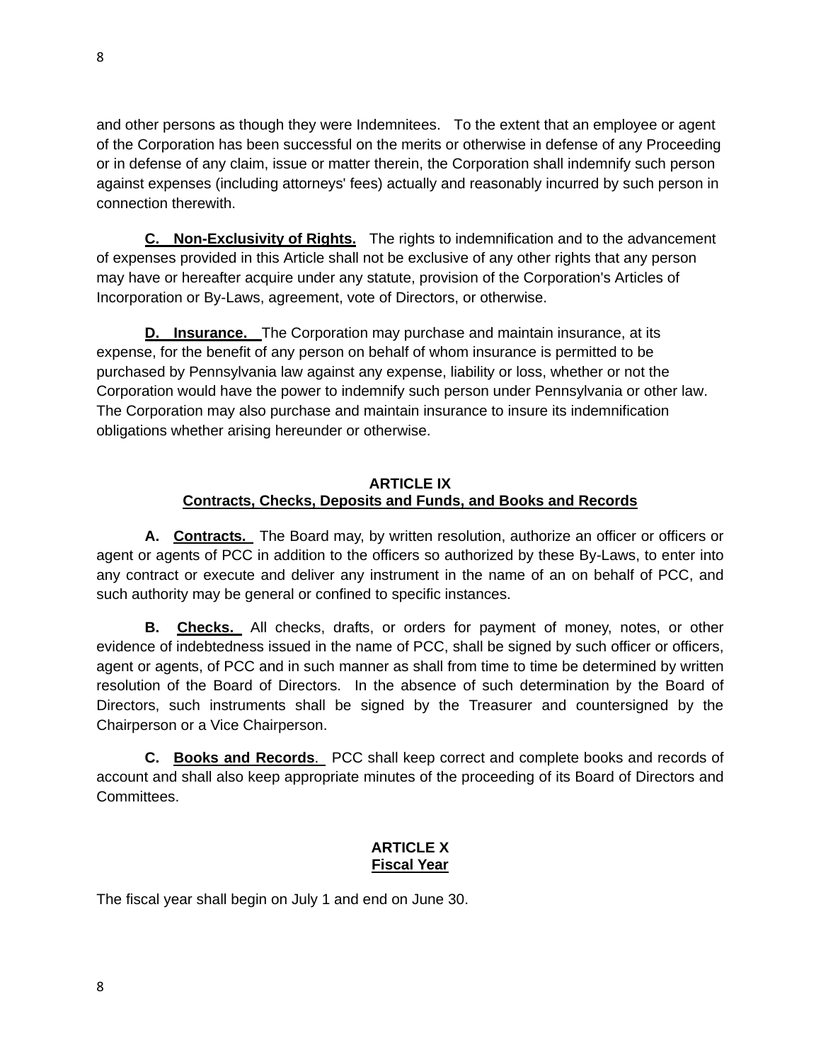and other persons as though they were Indemnitees. To the extent that an employee or agent of the Corporation has been successful on the merits or otherwise in defense of any Proceeding or in defense of any claim, issue or matter therein, the Corporation shall indemnify such person against expenses (including attorneys' fees) actually and reasonably incurred by such person in connection therewith.

**C. Non-Exclusivity of Rights.** The rights to indemnification and to the advancement of expenses provided in this Article shall not be exclusive of any other rights that any person may have or hereafter acquire under any statute, provision of the Corporation's Articles of Incorporation or By-Laws, agreement, vote of Directors, or otherwise.

**D. Insurance.** The Corporation may purchase and maintain insurance, at its expense, for the benefit of any person on behalf of whom insurance is permitted to be purchased by Pennsylvania law against any expense, liability or loss, whether or not the Corporation would have the power to indemnify such person under Pennsylvania or other law. The Corporation may also purchase and maintain insurance to insure its indemnification obligations whether arising hereunder or otherwise.

## ARTICLE IX
## Contracts, Checks, Deposits and Funds, and Books and Records

**A. Contracts.** The Board may, by written resolution, authorize an officer or officers or agent or agents of PCC in addition to the officers so authorized by these By-Laws, to enter into any contract or execute and deliver any instrument in the name of an on behalf of PCC, and such authority may be general or confined to specific instances.

**B. Checks.** All checks, drafts, or orders for payment of money, notes, or other evidence of indebtedness issued in the name of PCC, shall be signed by such officer or officers, agent or agents, of PCC and in such manner as shall from time to time be determined by written resolution of the Board of Directors. In the absence of such determination by the Board of Directors, such instruments shall be signed by the Treasurer and countersigned by the Chairperson or a Vice Chairperson.

**C. Books and Records.** PCC shall keep correct and complete books and records of account and shall also keep appropriate minutes of the proceeding of its Board of Directors and Committees.

## ARTICLE X
## Fiscal Year

The fiscal year shall begin on July 1 and end on June 30.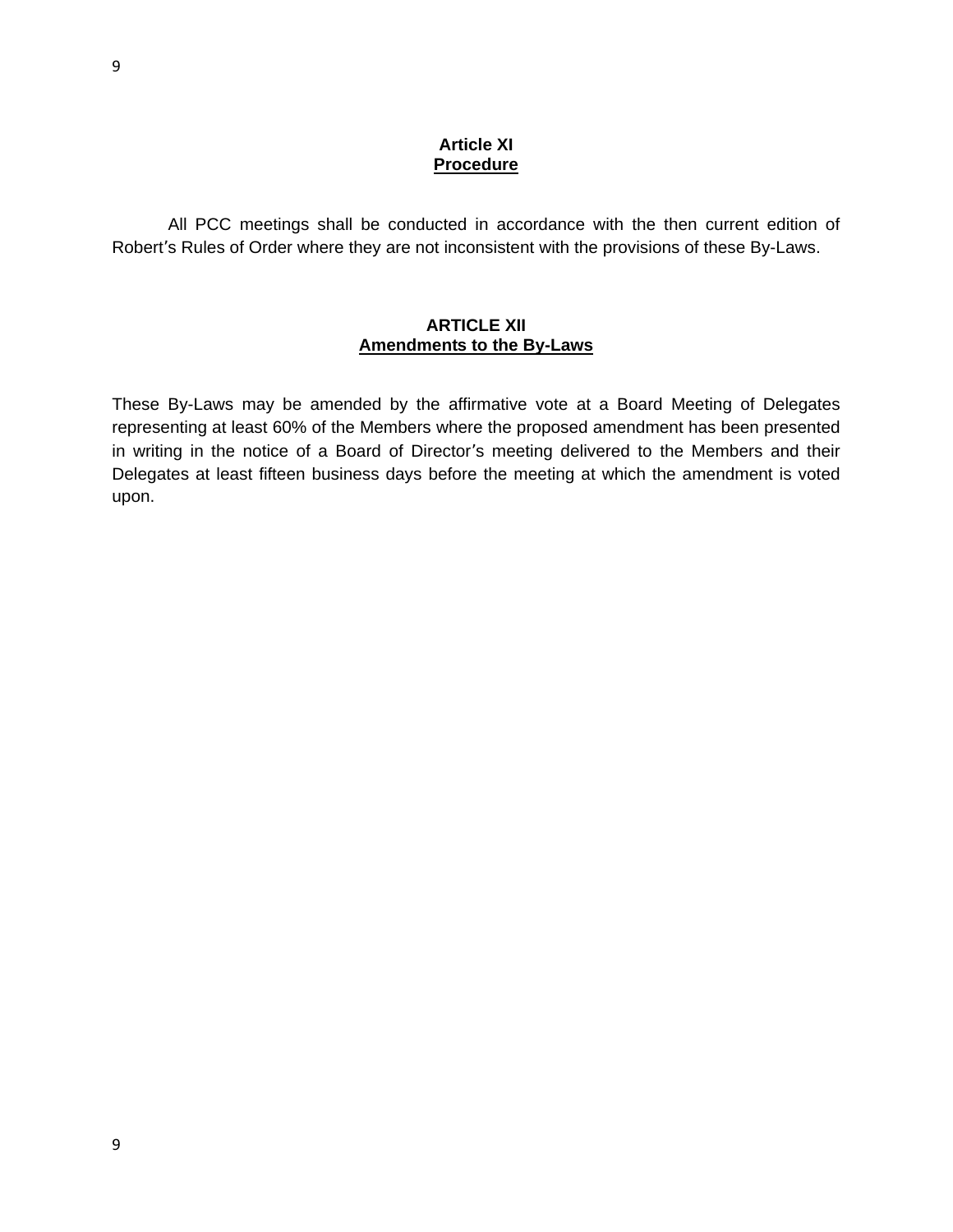## Article XI
## Procedure

All PCC meetings shall be conducted in accordance with the then current edition of Robert's Rules of Order where they are not inconsistent with the provisions of these By-Laws.

## ARTICLE XII
## Amendments to the By-Laws

These By-Laws may be amended by the affirmative vote at a Board Meeting of Delegates representing at least 60% of the Members where the proposed amendment has been presented in writing in the notice of a Board of Director's meeting delivered to the Members and their Delegates at least fifteen business days before the meeting at which the amendment is voted upon.